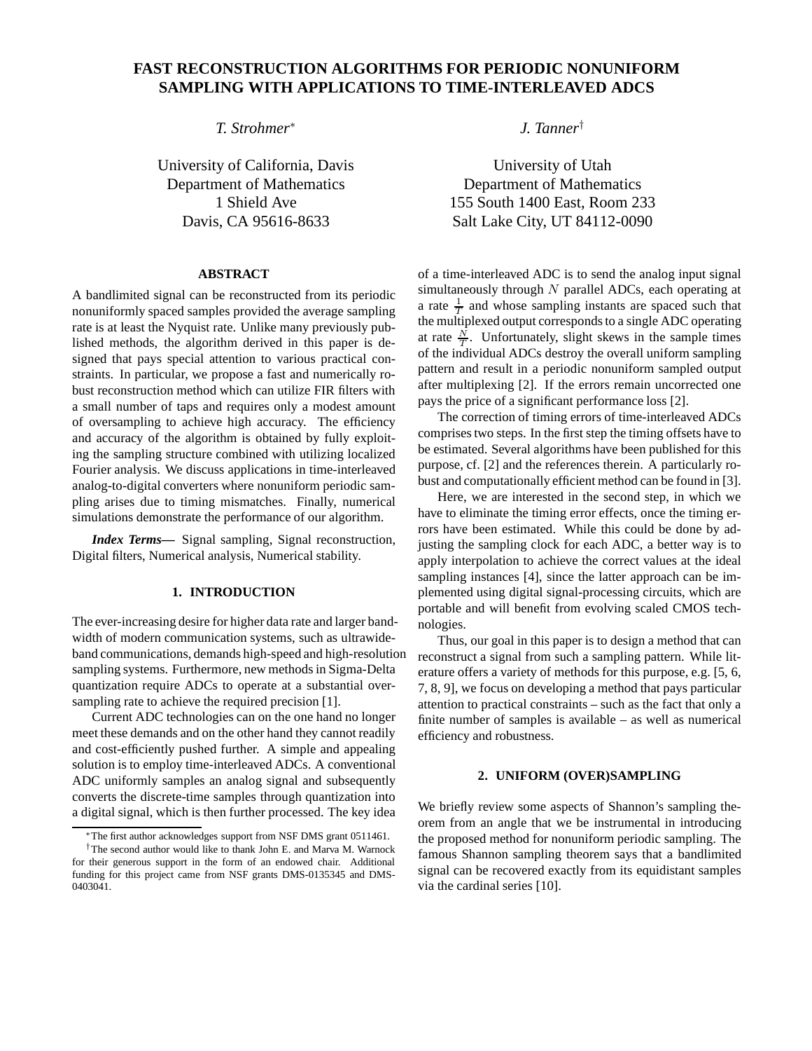# FAST RECONSTRUCTION ALGORITHMS FOR PERIODIC NONUNIFORM SAMPLING WITH APPLICATIONS TO TIME-INTERLEAVED ADCS

*T. Strohmer*[*]

University of California, Davis
Department of Mathematics
1 Shield Ave
Davis, CA 95616-8633

*J. Tanner*[†]

University of Utah
Department of Mathematics
155 South 1400 East, Room 233
Salt Lake City, UT 84112-0090

## ABSTRACT

A bandlimited signal can be reconstructed from its periodic nonuniformly spaced samples provided the average sampling rate is at least the Nyquist rate. Unlike many previously published methods, the algorithm derived in this paper is designed that pays special attention to various practical constraints. In particular, we propose a fast and numerically robust reconstruction method which can utilize FIR filters with a small number of taps and requires only a modest amount of oversampling to achieve high accuracy. The efficiency and accuracy of the algorithm is obtained by fully exploiting the sampling structure combined with utilizing localized Fourier analysis. We discuss applications in time-interleaved analog-to-digital converters where nonuniform periodic sampling arises due to timing mismatches. Finally, numerical simulations demonstrate the performance of our algorithm.

***Index Terms*—** Signal sampling, Signal reconstruction, Digital filters, Numerical analysis, Numerical stability.

## 1. INTRODUCTION

The ever-increasing desire for higher data rate and larger bandwidth of modern communication systems, such as ultrawideband communications, demands high-speed and high-resolution sampling systems. Furthermore, new methods in Sigma-Delta quantization require ADCs to operate at a substantial oversampling rate to achieve the required precision [1].

Current ADC technologies can on the one hand no longer meet these demands and on the other hand they cannot readily and cost-efficiently pushed further. A simple and appealing solution is to employ time-interleaved ADCs. A conventional ADC uniformly samples an analog signal and subsequently converts the discrete-time samples through quantization into a digital signal, which is then further processed. The key idea of a time-interleaved ADC is to send the analog input signal simultaneously through $N$ parallel ADCs, each operating at a rate $\frac{1}{T}$ and whose sampling instants are spaced such that the multiplexed output corresponds to a single ADC operating at rate $\frac{N}{T}$. Unfortunately, slight skews in the sample times of the individual ADCs destroy the overall uniform sampling pattern and result in a periodic nonuniform sampled output after multiplexing [2]. If the errors remain uncorrected one pays the price of a significant performance loss [2].

The correction of timing errors of time-interleaved ADCs comprises two steps. In the first step the timing offsets have to be estimated. Several algorithms have been published for this purpose, cf. [2] and the references therein. A particularly robust and computationally efficient method can be found in [3].

Here, we are interested in the second step, in which we have to eliminate the timing error effects, once the timing errors have been estimated. While this could be done by adjusting the sampling clock for each ADC, a better way is to apply interpolation to achieve the correct values at the ideal sampling instances [4], since the latter approach can be implemented using digital signal-processing circuits, which are portable and will benefit from evolving scaled CMOS technologies.

Thus, our goal in this paper is to design a method that can reconstruct a signal from such a sampling pattern. While literature offers a variety of methods for this purpose, e.g. [5, 6, 7, 8, 9], we focus on developing a method that pays particular attention to practical constraints – such as the fact that only a finite number of samples is available – as well as numerical efficiency and robustness.

## 2. UNIFORM (OVER)SAMPLING

We briefly review some aspects of Shannon's sampling theorem from an angle that we be instrumental in introducing the proposed method for nonuniform periodic sampling. The famous Shannon sampling theorem says that a bandlimited signal can be recovered exactly from its equidistant samples via the cardinal series [10].

[*] The first author acknowledges support from NSF DMS grant 0511461.

[†] The second author would like to thank John E. and Marva M. Warnock for their generous support in the form of an endowed chair. Additional funding for this project came from NSF grants DMS-0135345 and DMS-0403041.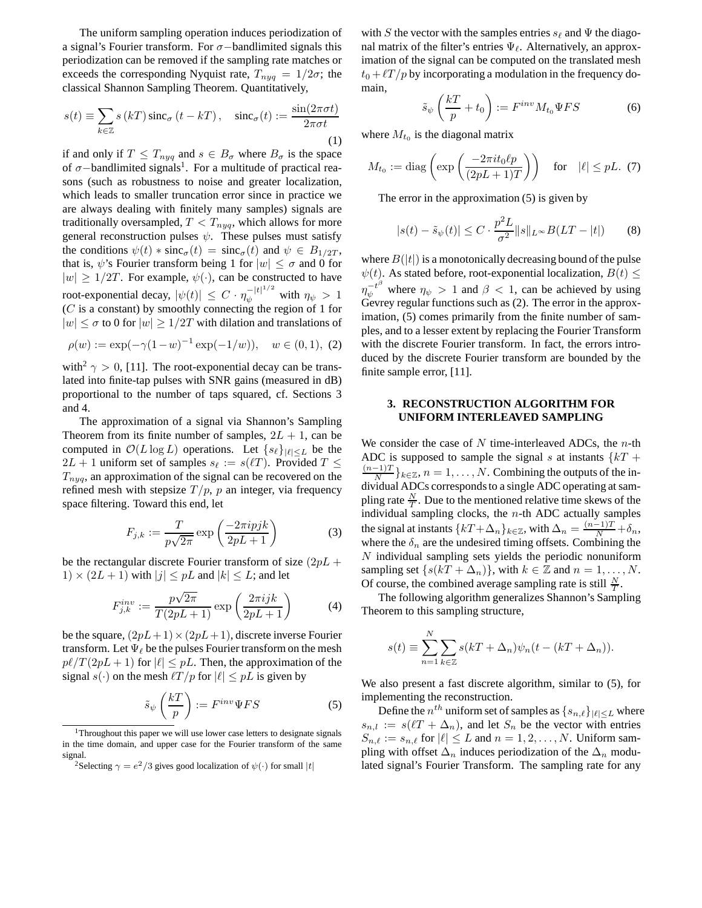The uniform sampling operation induces periodization of a signal's Fourier transform. For $\sigma-$bandlimited signals this periodization can be removed if the sampling rate matches or exceeds the corresponding Nyquist rate, $T_{nyq} = 1/2\sigma$; the classical Shannon Sampling Theorem. Quantitatively,

$$s(t) \equiv \sum_{k\in\mathbb{Z}} s(kT)\,\mathrm{sinc}_\sigma(t-kT), \quad \mathrm{sinc}_\sigma(t) := \frac{\sin(2\pi\sigma t)}{2\pi\sigma t} \tag{1}$$

if and only if $T \leq T_{nyq}$ and $s \in B_\sigma$ where $B_\sigma$ is the space of $\sigma-$bandlimited signals[1]. For a multitude of practical reasons (such as robustness to noise and greater localization, which leads to smaller truncation error since in practice we are always dealing with finitely many samples) signals are traditionally oversampled, $T < T_{nyq}$, which allows for more general reconstruction pulses $\psi$. These pulses must satisfy the conditions $\psi(t) * \mathrm{sinc}_\sigma(t) = \mathrm{sinc}_\sigma(t)$ and $\psi \in B_{1/2T}$, that is, $\psi$'s Fourier transform being 1 for $|w| \leq \sigma$ and 0 for $|w| \geq 1/2T$. For example, $\psi(\cdot)$, can be constructed to have root-exponential decay, $|\psi(t)| \leq C \cdot \eta_\psi^{-|t|^{1/2}}$ with $\eta_\psi > 1$ ($C$ is a constant) by smoothly connecting the region of 1 for $|w| \leq \sigma$ to 0 for $|w| \geq 1/2T$ with dilation and translations of

$$\rho(w) := \exp(-\gamma(1-w)^{-1}\exp(-1/w)), \quad w \in (0,1), \tag{2}$$

with[2] $\gamma > 0$, [11]. The root-exponential decay can be translated into finite-tap pulses with SNR gains (measured in dB) proportional to the number of taps squared, cf. Sections 3 and 4.

The approximation of a signal via Shannon's Sampling Theorem from its finite number of samples, $2L+1$, can be computed in $\mathcal{O}(L\log L)$ operations. Let $\{s_\ell\}_{|\ell|\leq L}$ be the $2L+1$ uniform set of samples $s_\ell := s(\ell T)$. Provided $T \leq T_{nyq}$, an approximation of the signal can be recovered on the refined mesh with stepsize $T/p$, $p$ an integer, via frequency space filtering. Toward this end, let

$$F_{j,k} := \frac{T}{p\sqrt{2\pi}} \exp\left(\frac{-2\pi i p j k}{2pL+1}\right) \tag{3}$$

be the rectangular discrete Fourier transform of size $(2pL+1)\times(2L+1)$ with $|j| \leq pL$ and $|k| \leq L$; and let

$$F^{inv}_{j,k} := \frac{p\sqrt{2\pi}}{T(2pL+1)} \exp\left(\frac{2\pi i j k}{2pL+1}\right) \tag{4}$$

be the square, $(2pL+1)\times(2pL+1)$, discrete inverse Fourier transform. Let $\Psi_\ell$ be the pulses Fourier transform on the mesh $p\ell/T(2pL+1)$ for $|\ell| \leq pL$. Then, the approximation of the signal $s(\cdot)$ on the mesh $\ell T/p$ for $|\ell| \leq pL$ is given by

$$\tilde{s}_\psi\left(\frac{kT}{p}\right) := F^{inv}\Psi F S \tag{5}$$

with $S$ the vector with the samples entries $s_\ell$ and $\Psi$ the diagonal matrix of the filter's entries $\Psi_\ell$. Alternatively, an approximation of the signal can be computed on the translated mesh $t_0 + \ell T/p$ by incorporating a modulation in the frequency domain,

$$\tilde{s}_\psi\left(\frac{kT}{p} + t_0\right) := F^{inv} M_{t_0} \Psi F S \tag{6}$$

where $M_{t_0}$ is the diagonal matrix

$$M_{t_0} := \mathrm{diag}\left(\exp\left(\frac{-2\pi i t_0 \ell p}{(2pL+1)T}\right)\right) \quad \text{for} \quad |\ell| \leq pL. \tag{7}$$

The error in the approximation (5) is given by

$$|s(t) - \tilde{s}_\psi(t)| \leq C \cdot \frac{p^2 L}{\sigma^2} \|s\|_{L^\infty} B(LT - |t|) \tag{8}$$

where $B(|t|)$ is a monotonically decreasing bound of the pulse $\psi(t)$. As stated before, root-exponential localization, $B(t) \leq \eta_\psi^{-t^\beta}$ where $\eta_\psi > 1$ and $\beta < 1$, can be achieved by using Gevrey regular functions such as (2). The error in the approximation, (5) comes primarily from the finite number of samples, and to a lesser extent by replacing the Fourier Transform with the discrete Fourier transform. In fact, the errors introduced by the discrete Fourier transform are bounded by the finite sample error, [11].

## 3. RECONSTRUCTION ALGORITHM FOR UNIFORM INTERLEAVED SAMPLING

We consider the case of $N$ time-interleaved ADCs, the $n$-th ADC is supposed to sample the signal $s$ at instants $\{kT + \frac{(n-1)T}{N}\}_{k\in\mathbb{Z}}$, $n = 1,\ldots,N$. Combining the outputs of the individual ADCs corresponds to a single ADC operating at sampling rate $\frac{N}{T}$. Due to the mentioned relative time skews of the individual sampling clocks, the $n$-th ADC actually samples the signal at instants $\{kT + \Delta_n\}_{k\in\mathbb{Z}}$, with $\Delta_n = \frac{(n-1)T}{N} + \delta_n$, where the $\delta_n$ are the undesired timing offsets. Combining the $N$ individual sampling sets yields the periodic nonuniform sampling set $\{s(kT+\Delta_n)\}$, with $k \in \mathbb{Z}$ and $n = 1,\ldots,N$. Of course, the combined average sampling rate is still $\frac{N}{T}$.

The following algorithm generalizes Shannon's Sampling Theorem to this sampling structure,

$$s(t) \equiv \sum_{n=1}^{N}\sum_{k\in\mathbb{Z}} s(kT+\Delta_n)\psi_n(t-(kT+\Delta_n)).$$

We also present a fast discrete algorithm, similar to (5), for implementing the reconstruction.

Define the $n^{th}$ uniform set of samples as $\{s_{n,\ell}\}_{|\ell|\leq L}$ where $s_{n,l} := s(\ell T + \Delta_n)$, and let $S_n$ be the vector with entries $S_{n,\ell} := s_{n,\ell}$ for $|\ell| \leq L$ and $n = 1,2,\ldots,N$. Uniform sampling with offset $\Delta_n$ induces periodization of the $\Delta_n$ modulated signal's Fourier Transform. The sampling rate for any

[1] Throughout this paper we will use lower case letters to designate signals in the time domain, and upper case for the Fourier transform of the same signal.

[2] Selecting $\gamma = e^2/3$ gives good localization of $\psi(\cdot)$ for small $|t|$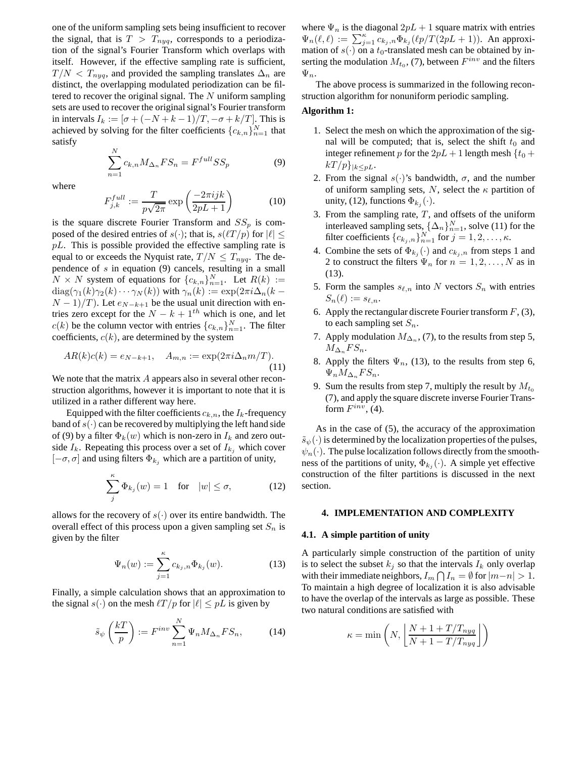one of the uniform sampling sets being insufficient to recover the signal, that is $T > T_{nyq}$, corresponds to a periodization of the signal's Fourier Transform which overlaps with itself. However, if the effective sampling rate is sufficient, $T/N < T_{nyq}$, and provided the sampling translates $\Delta_n$ are distinct, the overlapping modulated periodization can be filtered to recover the original signal. The $N$ uniform sampling sets are used to recover the original signal's Fourier transform in intervals $I_k := [\sigma + (-N+k-1)/T, -\sigma + k/T]$. This is achieved by solving for the filter coefficients $\{c_{k,n}\}_{n=1}^N$ that satisfy

$$\sum_{n=1}^{N} c_{k,n} M_{\Delta_n} F S_n = F^{full} S S_p \tag{9}$$

where

$$F_{j,k}^{full} := \frac{T}{p\sqrt{2\pi}} \exp\left(\frac{-2\pi ijk}{2pL+1}\right) \tag{10}$$

is the square discrete Fourier Transform and $SS_p$ is composed of the desired entries of $s(\cdot)$; that is, $s(\ell T/p)$ for $|\ell| \leq pL$. This is possible provided the effective sampling rate is equal to or exceeds the Nyquist rate, $T/N \leq T_{nyq}$. The dependence of $s$ in equation (9) cancels, resulting in a small $N \times N$ system of equations for $\{c_{k,n}\}_{n=1}^N$. Let $R(k) := \mathrm{diag}(\gamma_1(k)\gamma_2(k)\cdots\gamma_N(k))$ with $\gamma_n(k) := \exp(2\pi i \Delta_n (k-N-1)/T)$. Let $e_{N-k+1}$ be the usual unit direction with entries zero except for the $N-k+1^{th}$ which is one, and let $c(k)$ be the column vector with entries $\{c_{k,n}\}_{n=1}^N$. The filter coefficients, $c(k)$, are determined by the system

$$AR(k)c(k) = e_{N-k+1}, \quad A_{m,n} := \exp(2\pi i \Delta_n m/T). \tag{11}$$

We note that the matrix $A$ appears also in several other reconstruction algorithms, however it is important to note that it is utilized in a rather different way here.

Equipped with the filter coefficients $c_{k,n}$, the $I_k$-frequency band of $s(\cdot)$ can be recovered by multiplying the left hand side of (9) by a filter $\Phi_k(w)$ which is non-zero in $I_k$ and zero outside $I_k$. Repeating this process over a set of $I_{k_j}$ which cover $[-\sigma, \sigma]$ and using filters $\Phi_{k_j}$ which are a partition of unity,

$$\sum_{j}^{\kappa} \Phi_{k_j}(w) = 1 \quad \text{for} \quad |w| \leq \sigma, \tag{12}$$

allows for the recovery of $s(\cdot)$ over its entire bandwidth. The overall effect of this process upon a given sampling set $S_n$ is given by the filter

$$\Psi_n(w) := \sum_{j=1}^{\kappa} c_{k_j,n} \Phi_{k_j}(w). \tag{13}$$

Finally, a simple calculation shows that an approximation to the signal $s(\cdot)$ on the mesh $\ell T/p$ for $|\ell| \leq pL$ is given by

$$\tilde{s}_\psi\left(\frac{kT}{p}\right) := F^{inv} \sum_{n=1}^{N} \Psi_n M_{\Delta_n} F S_n, \tag{14}$$

where $\Psi_n$ is the diagonal $2pL+1$ square matrix with entries $\Psi_n(\ell,\ell) := \sum_{j=1}^{\kappa} c_{k_j,n} \Phi_{k_j}(\ell p/T(2pL+1))$. An approximation of $s(\cdot)$ on a $t_0$-translated mesh can be obtained by inserting the modulation $M_{t_0}$, (7), between $F^{inv}$ and the filters $\Psi_n$.

The above process is summarized in the following reconstruction algorithm for nonuniform periodic sampling.

**Algorithm 1:**

1. Select the mesh on which the approximation of the signal will be computed; that is, select the shift $t_0$ and integer refinement $p$ for the $2pL+1$ length mesh $\{t_0 + kT/p\}_{|k \leq pL}$.
2. From the signal $s(\cdot)$'s bandwidth, $\sigma$, and the number of uniform sampling sets, $N$, select the $\kappa$ partition of unity, (12), functions $\Phi_{k_j}(\cdot)$.
3. From the sampling rate, $T$, and offsets of the uniform interleaved sampling sets, $\{\Delta_n\}_{n=1}^N$, solve (11) for the filter coefficients $\{c_{k_j,n}\}_{n=1}^N$ for $j = 1, 2, \ldots, \kappa$.
4. Combine the sets of $\Phi_{k_j}(\cdot)$ and $c_{k_j,n}$ from steps 1 and 2 to construct the filters $\Psi_n$ for $n = 1, 2, \ldots, N$ as in (13).
5. Form the samples $s_{\ell,n}$ into $N$ vectors $S_n$ with entries $S_n(\ell) := s_{\ell,n}$.
6. Apply the rectangular discrete Fourier transform $F$, (3), to each sampling set $S_n$.
7. Apply modulation $M_{\Delta_n}$, (7), to the results from step 5, $M_{\Delta_n} F S_n$.
8. Apply the filters $\Psi_n$, (13), to the results from step 6, $\Psi_n M_{\Delta_n} F S_n$.
9. Sum the results from step 7, multiply the result by $M_{t_0}$ (7), and apply the square discrete inverse Fourier Transform $F^{inv}$, (4).

As in the case of (5), the accuracy of the approximation $\tilde{s}_\psi(\cdot)$ is determined by the localization properties of the pulses, $\psi_n(\cdot)$. The pulse localization follows directly from the smoothness of the partitions of unity, $\Phi_{k_j}(\cdot)$. A simple yet effective construction of the filter partitions is discussed in the next section.

## 4. IMPLEMENTATION AND COMPLEXITY

### 4.1. A simple partition of unity

A particularly simple construction of the partition of unity is to select the subset $k_j$ so that the intervals $I_k$ only overlap with their immediate neighbors, $I_m \bigcap I_n = \emptyset$ for $|m-n| > 1$. To maintain a high degree of localization it is also advisable to have the overlap of the intervals as large as possible. These two natural conditions are satisfied with

$$\kappa = \min\left(N, \left\lfloor \frac{N+1+T/T_{nyq}}{N+1-T/T_{nyq}} \right\rfloor\right)$$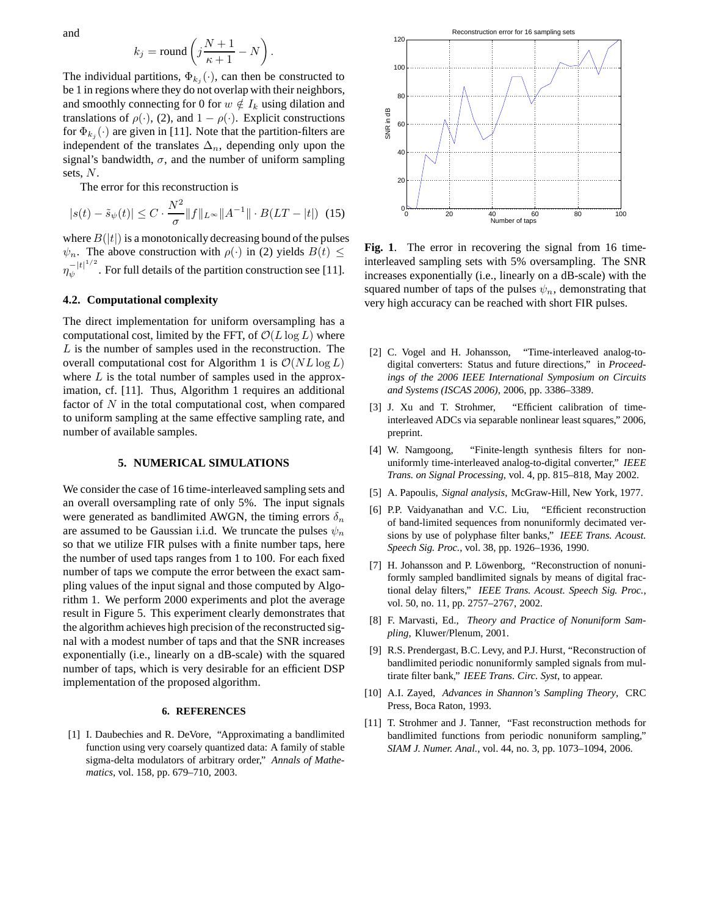and

$$k_j = \text{round}\left(j\frac{N+1}{\kappa+1} - N\right).$$

The individual partitions, $\Phi_{k_j}(\cdot)$, can then be constructed to be 1 in regions where they do not overlap with their neighbors, and smoothly connecting for 0 for $w \notin I_k$ using dilation and translations of $\rho(\cdot)$, (2), and $1-\rho(\cdot)$. Explicit constructions for $\Phi_{k_j}(\cdot)$ are given in [11]. Note that the partition-filters are independent of the translates $\Delta_n$, depending only upon the signal's bandwidth, $\sigma$, and the number of uniform sampling sets, $N$.

The error for this reconstruction is

$$|s(t) - \tilde{s}_\psi(t)| \leq C \cdot \frac{N^2}{\sigma}\|f\|_{L^\infty}\|A^{-1}\| \cdot B(LT - |t|) \quad (15)$$

where $B(|t|)$ is a monotonically decreasing bound of the pulses $\psi_n$. The above construction with $\rho(\cdot)$ in (2) yields $B(t) \leq \eta_\psi^{-|t|^{1/2}}$. For full details of the partition construction see [11].

### 4.2. Computational complexity

The direct implementation for uniform oversampling has a computational cost, limited by the FFT, of $\mathcal{O}(L\log L)$ where $L$ is the number of samples used in the reconstruction. The overall computational cost for Algorithm 1 is $\mathcal{O}(NL\log L)$ where $L$ is the total number of samples used in the approximation, cf. [11]. Thus, Algorithm 1 requires an additional factor of $N$ in the total computational cost, when compared to uniform sampling at the same effective sampling rate, and number of available samples.

## 5. NUMERICAL SIMULATIONS

We consider the case of 16 time-interleaved sampling sets and an overall oversampling rate of only 5%. The input signals were generated as bandlimited AWGN, the timing errors $\delta_n$ are assumed to be Gaussian i.i.d. We truncate the pulses $\psi_n$ so that we utilize FIR pulses with a finite number taps, here the number of used taps ranges from 1 to 100. For each fixed number of taps we compute the error between the exact sampling values of the input signal and those computed by Algorithm 1. We perform 2000 experiments and plot the average result in Figure 5. This experiment clearly demonstrates that the algorithm achieves high precision of the reconstructed signal with a modest number of taps and that the SNR increases exponentially (i.e., linearly on a dB-scale) with the squared number of taps, which is very desirable for an efficient DSP implementation of the proposed algorithm.

Reconstruction error for 16 sampling sets

SNR in dB

Number of taps

0 20 40 60 80 100 120

0 20 40 60 80 100

**Fig. 1**. The error in recovering the signal from 16 time-interleaved sampling sets with 5% oversampling. The SNR increases exponentially (i.e., linearly on a dB-scale) with the squared number of taps of the pulses $\psi_n$, demonstrating that very high accuracy can be reached with short FIR pulses.

## 6. REFERENCES

[1] I. Daubechies and R. DeVore, "Approximating a bandlimited function using very coarsely quantized data: A family of stable sigma-delta modulators of arbitrary order," *Annals of Mathematics*, vol. 158, pp. 679–710, 2003.

[2] C. Vogel and H. Johansson, "Time-interleaved analog-to-digital converters: Status and future directions," in *Proceedings of the 2006 IEEE International Symposium on Circuits and Systems (ISCAS 2006)*, 2006, pp. 3386–3389.

[3] J. Xu and T. Strohmer, "Efficient calibration of time-interleaved ADCs via separable nonlinear least squares," 2006, preprint.

[4] W. Namgoong, "Finite-length synthesis filters for non-uniformly time-interleaved analog-to-digital converter," *IEEE Trans. on Signal Processing*, vol. 4, pp. 815–818, May 2002.

[5] A. Papoulis, *Signal analysis*, McGraw-Hill, New York, 1977.

[6] P.P. Vaidyanathan and V.C. Liu, "Efficient reconstruction of band-limited sequences from nonuniformly decimated versions by use of polyphase filter banks," *IEEE Trans. Acoust. Speech Sig. Proc.*, vol. 38, pp. 1926–1936, 1990.

[7] H. Johansson and P. Löwenborg, "Reconstruction of nonuniformly sampled bandlimited signals by means of digital fractional delay filters," *IEEE Trans. Acoust. Speech Sig. Proc.*, vol. 50, no. 11, pp. 2757–2767, 2002.

[8] F. Marvasti, Ed., *Theory and Practice of Nonuniform Sampling*, Kluwer/Plenum, 2001.

[9] R.S. Prendergast, B.C. Levy, and P.J. Hurst, "Reconstruction of bandlimited periodic nonuniformly sampled signals from multirate filter bank," *IEEE Trans. Circ. Syst*, to appear.

[10] A.I. Zayed, *Advances in Shannon's Sampling Theory*, CRC Press, Boca Raton, 1993.

[11] T. Strohmer and J. Tanner, "Fast reconstruction methods for bandlimited functions from periodic nonuniform sampling," *SIAM J. Numer. Anal.*, vol. 44, no. 3, pp. 1073–1094, 2006.